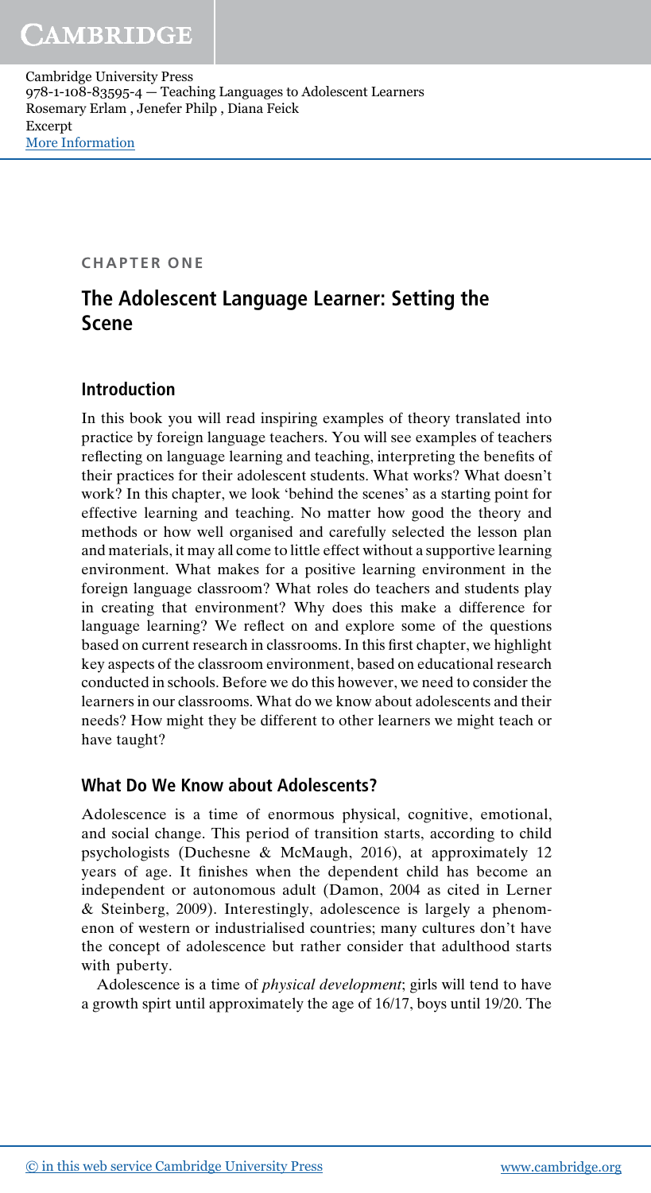**CHAPTER ONE**

# The Adolescent Language Learner: Setting the Scene

## Introduction

In this book you will read inspiring examples of theory translated into practice by foreign language teachers. You will see examples of teachers reflecting on language learning and teaching, interpreting the benefits of their practices for their adolescent students. What works? What doesn't work? In this chapter, we look 'behind the scenes' as a starting point for effective learning and teaching. No matter how good the theory and methods or how well organised and carefully selected the lesson plan and materials, it may all come to little effect without a supportive learning environment. What makes for a positive learning environment in the foreign language classroom? What roles do teachers and students play in creating that environment? Why does this make a difference for language learning? We reflect on and explore some of the questions based on current research in classrooms. In this first chapter, we highlight key aspects of the classroom environment, based on educational research conducted in schools. Before we do this however, we need to consider the learners in our classrooms. What do we know about adolescents and their needs? How might they be different to other learners we might teach or have taught?

## What Do We Know about Adolescents?

Adolescence is a time of enormous physical, cognitive, emotional, and social change. This period of transition starts, according to child psychologists (Duchesne & McMaugh, 2016), at approximately 12 years of age. It finishes when the dependent child has become an independent or autonomous adult (Damon, 2004 as cited in Lerner & Steinberg, 2009). Interestingly, adolescence is largely a phenomenon of western or industrialised countries; many cultures don't have the concept of adolescence but rather consider that adulthood starts with puberty.

Adolescence is a time of *physical development*; girls will tend to have a growth spirt until approximately the age of 16/17, boys until 19/20. The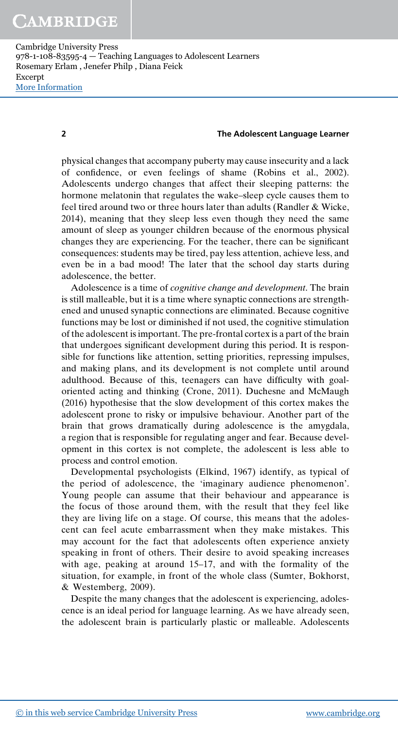physical changes that accompany puberty may cause insecurity and a lack of confidence, or even feelings of shame (Robins et al., 2002). Adolescents undergo changes that affect their sleeping patterns: the hormone melatonin that regulates the wake–sleep cycle causes them to feel tired around two or three hours later than adults (Randler & Wicke, 2014), meaning that they sleep less even though they need the same amount of sleep as younger children because of the enormous physical changes they are experiencing. For the teacher, there can be significant consequences: students may be tired, pay less attention, achieve less, and even be in a bad mood! The later that the school day starts during adolescence, the better.

Adolescence is a time of *cognitive change and development*. The brain is still malleable, but it is a time where synaptic connections are strengthened and unused synaptic connections are eliminated. Because cognitive functions may be lost or diminished if not used, the cognitive stimulation of the adolescent is important. The pre-frontal cortex is a part of the brain that undergoes significant development during this period. It is responsible for functions like attention, setting priorities, repressing impulses, and making plans, and its development is not complete until around adulthood. Because of this, teenagers can have difficulty with goal-oriented acting and thinking (Crone, 2011). Duchesne and McMaugh (2016) hypothesise that the slow development of this cortex makes the adolescent prone to risky or impulsive behaviour. Another part of the brain that grows dramatically during adolescence is the amygdala, a region that is responsible for regulating anger and fear. Because development in this cortex is not complete, the adolescent is less able to process and control emotion.

Developmental psychologists (Elkind, 1967) identify, as typical of the period of adolescence, the 'imaginary audience phenomenon'. Young people can assume that their behaviour and appearance is the focus of those around them, with the result that they feel like they are living life on a stage. Of course, this means that the adolescent can feel acute embarrassment when they make mistakes. This may account for the fact that adolescents often experience anxiety speaking in front of others. Their desire to avoid speaking increases with age, peaking at around 15–17, and with the formality of the situation, for example, in front of the whole class (Sumter, Bokhorst, & Westenberg, 2009).

Despite the many changes that the adolescent is experiencing, adolescence is an ideal period for language learning. As we have already seen, the adolescent brain is particularly plastic or malleable. Adolescents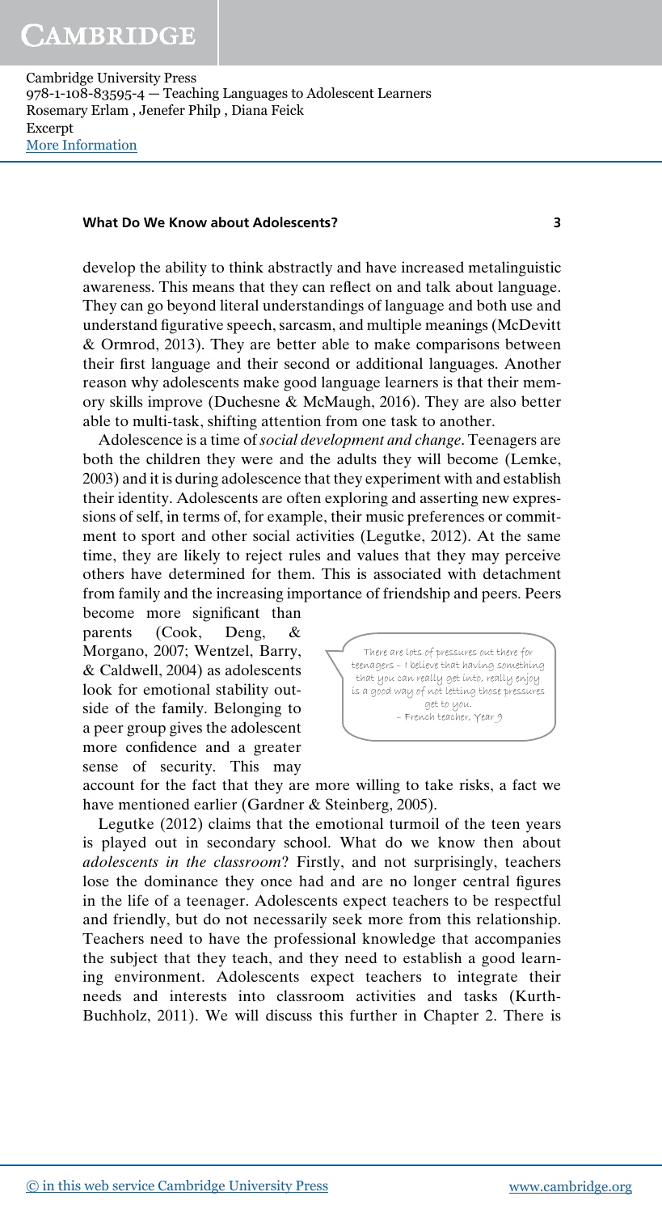develop the ability to think abstractly and have increased metalinguistic awareness. This means that they can reflect on and talk about language. They can go beyond literal understandings of language and both use and understand figurative speech, sarcasm, and multiple meanings (McDevitt & Ormrod, 2013). They are better able to make comparisons between their first language and their second or additional languages. Another reason why adolescents make good language learners is that their memory skills improve (Duchesne & McMaugh, 2016). They are also better able to multi-task, shifting attention from one task to another.

Adolescence is a time of *social development and change*. Teenagers are both the children they were and the adults they will become (Lemke, 2003) and it is during adolescence that they experiment with and establish their identity. Adolescents are often exploring and asserting new expressions of self, in terms of, for example, their music preferences or commitment to sport and other social activities (Legutke, 2012). At the same time, they are likely to reject rules and values that they may perceive others have determined for them. This is associated with detachment from family and the increasing importance of friendship and peers. Peers become more significant than parents (Cook, Deng, & Morgano, 2007; Wentzel, Barry, & Caldwell, 2004) as adolescents look for emotional stability outside of the family. Belonging to a peer group gives the adolescent more confidence and a greater sense of security. This may account for the fact that they are more willing to take risks, a fact we have mentioned earlier (Gardner & Steinberg, 2005).

> There are lots of pressures out there for teenagers – I believe that having something that you can really get into, really enjoy is a good way of not letting those pressures get to you.
> – French teacher, Year 9

Legutke (2012) claims that the emotional turmoil of the teen years is played out in secondary school. What do we know then about *adolescents in the classroom*? Firstly, and not surprisingly, teachers lose the dominance they once had and are no longer central figures in the life of a teenager. Adolescents expect teachers to be respectful and friendly, but do not necessarily seek more from this relationship. Teachers need to have the professional knowledge that accompanies the subject that they teach, and they need to establish a good learning environment. Adolescents expect teachers to integrate their needs and interests into classroom activities and tasks (Kurth-Buchholz, 2011). We will discuss this further in Chapter 2. There is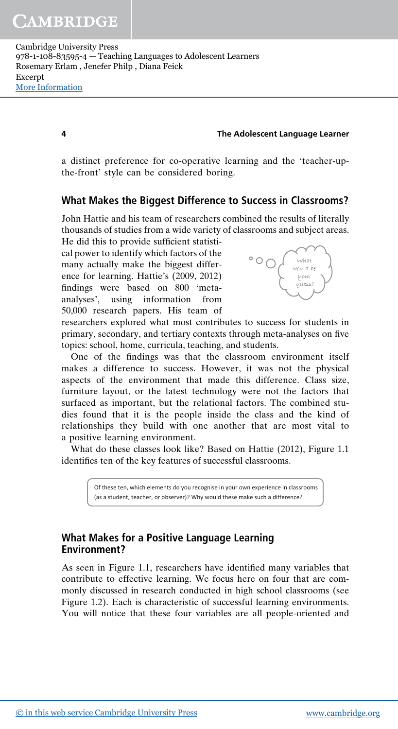a distinct preference for co-operative learning and the 'teacher-up-the-front' style can be considered boring.

## What Makes the Biggest Difference to Success in Classrooms?

John Hattie and his team of researchers combined the results of literally thousands of studies from a wide variety of classrooms and subject areas. He did this to provide sufficient statistical power to identify which factors of the many actually make the biggest difference for learning. Hattie's (2009, 2012) findings were based on 800 'meta-analyses', using information from 50,000 research papers. His team of researchers explored what most contributes to success for students in primary, secondary, and tertiary contexts through meta-analyses on five topics: school, home, curricula, teaching, and students.

What would be your guess?

One of the findings was that the classroom environment itself makes a difference to success. However, it was not the physical aspects of the environment that made this difference. Class size, furniture layout, or the latest technology were not the factors that surfaced as important, but the relational factors. The combined studies found that it is the people inside the class and the kind of relationships they build with one another that are most vital to a positive learning environment.

What do these classes look like? Based on Hattie (2012), Figure 1.1 identifies ten of the key features of successful classrooms.

> Of these ten, which elements do you recognise in your own experience in classrooms (as a student, teacher, or observer)? Why would these make such a difference?

## What Makes for a Positive Language Learning Environment?

As seen in Figure 1.1, researchers have identified many variables that contribute to effective learning. We focus here on four that are commonly discussed in research conducted in high school classrooms (see Figure 1.2). Each is characteristic of successful learning environments. You will notice that these four variables are all people-oriented and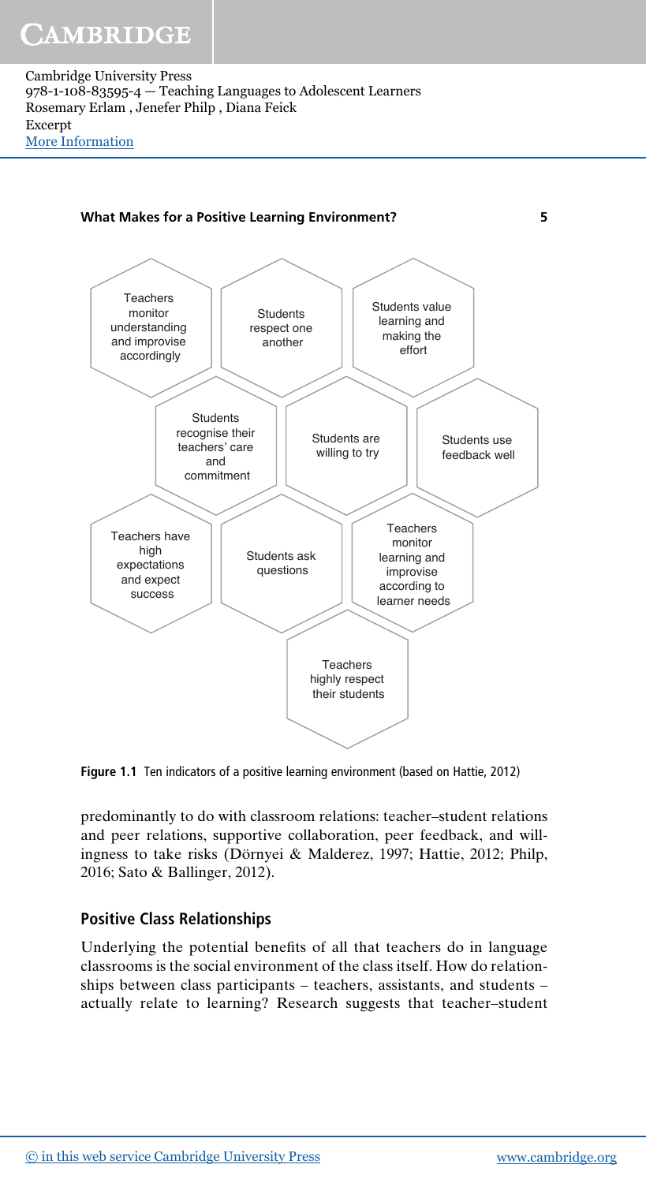Teachers monitor understanding and improvise accordingly

Students respect one another

Students value learning and making the effort

Students recognise their teachers' care and commitment

Students are willing to try

Students use feedback well

Teachers have high expectations and expect success

Students ask questions

Teachers monitor learning and improvise according to learner needs

Teachers highly respect their students

**Figure 1.1** Ten indicators of a positive learning environment (based on Hattie, 2012)

predominantly to do with classroom relations: teacher–student relations and peer relations, supportive collaboration, peer feedback, and willingness to take risks (Dörnyei & Malderez, 1997; Hattie, 2012; Philp, 2016; Sato & Ballinger, 2012).

## Positive Class Relationships

Underlying the potential benefits of all that teachers do in language classrooms is the social environment of the class itself. How do relationships between class participants – teachers, assistants, and students – actually relate to learning? Research suggests that teacher–student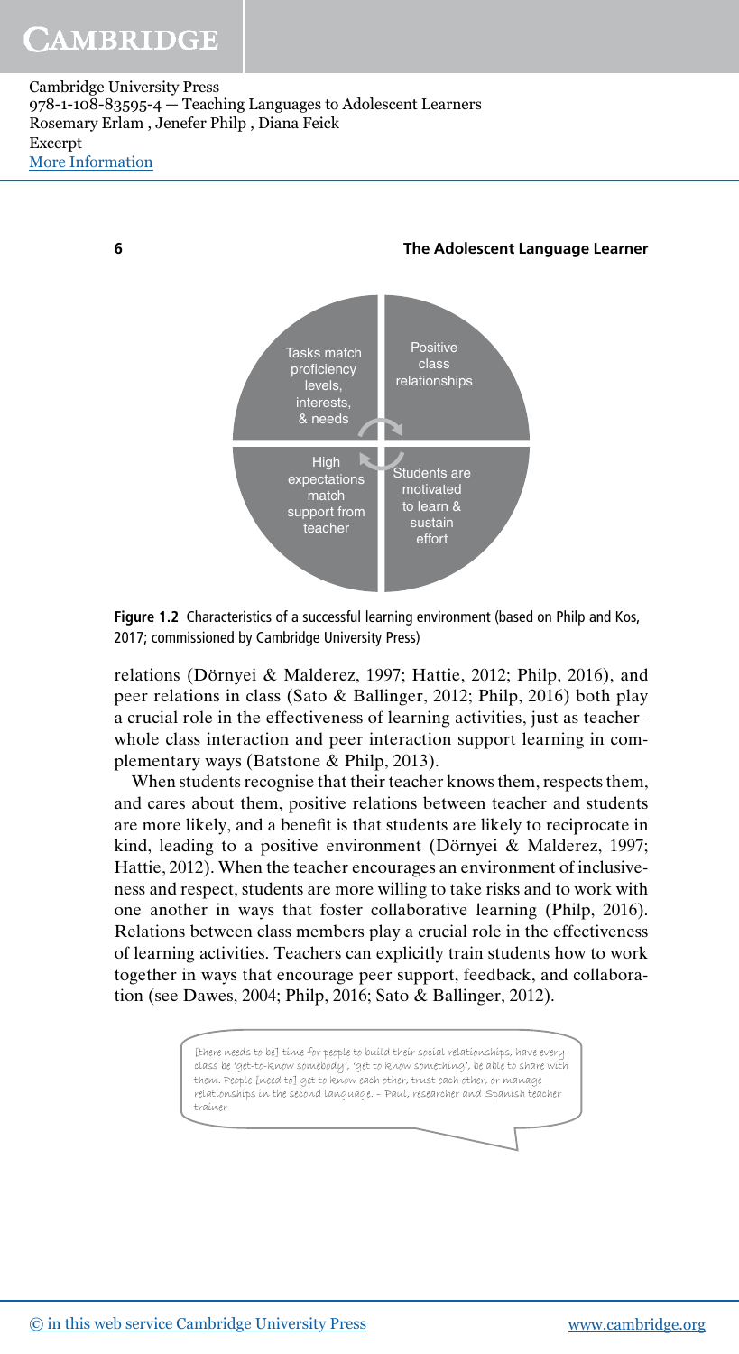Tasks match proficiency levels, interests, & needs

Positive class relationships

High expectations match support from teacher

Students are motivated to learn & sustain effort

**Figure 1.2** Characteristics of a successful learning environment (based on Philp and Kos, 2017; commissioned by Cambridge University Press)

relations (Dörnyei & Malderez, 1997; Hattie, 2012; Philp, 2016), and peer relations in class (Sato & Ballinger, 2012; Philp, 2016) both play a crucial role in the effectiveness of learning activities, just as teacher–whole class interaction and peer interaction support learning in complementary ways (Batstone & Philp, 2013).

When students recognise that their teacher knows them, respects them, and cares about them, positive relations between teacher and students are more likely, and a benefit is that students are likely to reciprocate in kind, leading to a positive environment (Dörnyei & Malderez, 1997; Hattie, 2012). When the teacher encourages an environment of inclusiveness and respect, students are more willing to take risks and to work with one another in ways that foster collaborative learning (Philp, 2016). Relations between class members play a crucial role in the effectiveness of learning activities. Teachers can explicitly train students how to work together in ways that encourage peer support, feedback, and collaboration (see Dawes, 2004; Philp, 2016; Sato & Ballinger, 2012).

> [there needs to be] time for people to build their social relationships, have every class be 'get-to-know somebody', 'get to know something', be able to share with them. People [need to] get to know each other, trust each other, or manage relationships in the second language. – Paul, researcher and Spanish teacher trainer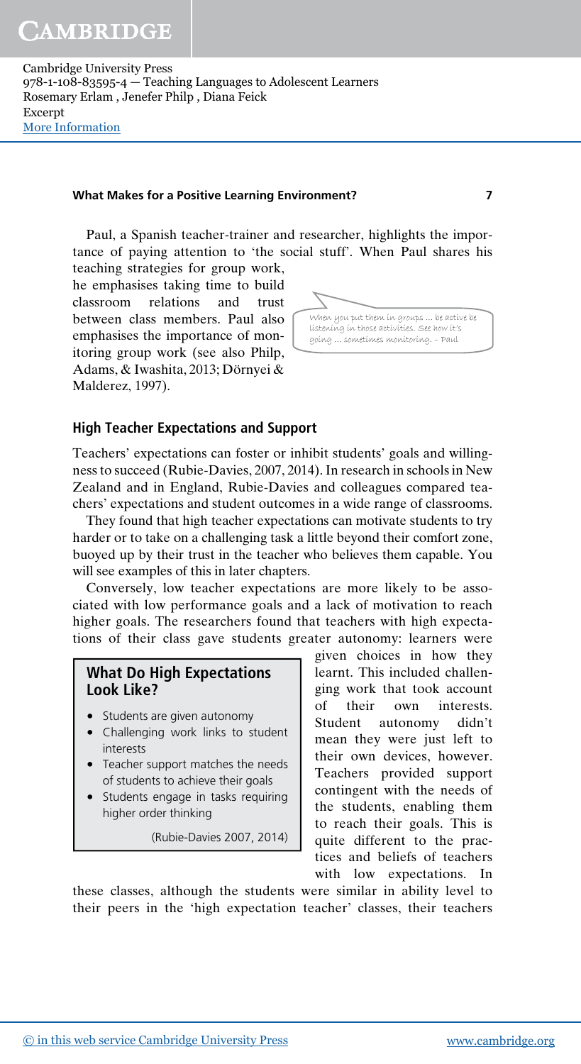Paul, a Spanish teacher-trainer and researcher, highlights the importance of paying attention to 'the social stuff'. When Paul shares his teaching strategies for group work, he emphasises taking time to build classroom relations and trust between class members. Paul also emphasises the importance of monitoring group work (see also Philp, Adams, & Iwashita, 2013; Dörnyei & Malderez, 1997).

> When you put them in groups ... be active be listening in those activities. See how it's going ... sometimes monitoring. – Paul

## High Teacher Expectations and Support

Teachers' expectations can foster or inhibit students' goals and willingness to succeed (Rubie-Davies, 2007, 2014). In research in schools in New Zealand and in England, Rubie-Davies and colleagues compared teachers' expectations and student outcomes in a wide range of classrooms.

They found that high teacher expectations can motivate students to try harder or to take on a challenging task a little beyond their comfort zone, buoyed up by their trust in the teacher who believes them capable. You will see examples of this in later chapters.

Conversely, low teacher expectations are more likely to be associated with low performance goals and a lack of motivation to reach higher goals. The researchers found that teachers with high expectations of their class gave students greater autonomy: learners were given choices in how they learnt. This included challenging work that took account of their own interests. Student autonomy didn't mean they were just left to their own devices, however. Teachers provided support contingent with the needs of the students, enabling them to reach their goals. This is quite different to the practices and beliefs of teachers with low expectations. In these classes, although the students were similar in ability level to their peers in the 'high expectation teacher' classes, their teachers

> **What Do High Expectations Look Like?**
>
> - Students are given autonomy
> - Challenging work links to student interests
> - Teacher support matches the needs of students to achieve their goals
> - Students engage in tasks requiring higher order thinking
>
> (Rubie-Davies 2007, 2014)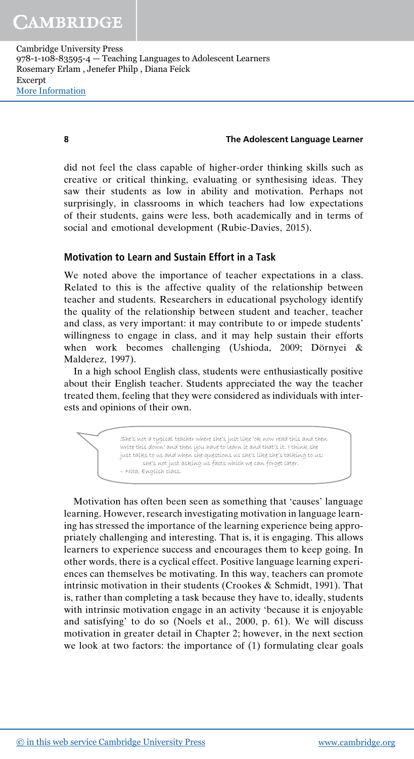did not feel the class capable of higher-order thinking skills such as creative or critical thinking, evaluating or synthesising ideas. They saw their students as low in ability and motivation. Perhaps not surprisingly, in classrooms in which teachers had low expectations of their students, gains were less, both academically and in terms of social and emotional development (Rubie-Davies, 2015).

## Motivation to Learn and Sustain Effort in a Task

We noted above the importance of teacher expectations in a class. Related to this is the affective quality of the relationship between teacher and students. Researchers in educational psychology identify the quality of the relationship between student and teacher, teacher and class, as very important: it may contribute to or impede students' willingness to engage in class, and it may help sustain their efforts when work becomes challenging (Ushioda, 2009; Dörnyei & Malderez, 1997).

In a high school English class, students were enthusiastically positive about their English teacher. Students appreciated the way the teacher treated them, feeling that they were considered as individuals with interests and opinions of their own.

> She's not a typical teacher where she's just like 'ok now read this and then write this down' and then you have to learn it and that's it. I think she just talks to us and when she questions us she's like she's talking to us; she's not just asking us facts which we can forget later.
> – Nita, English class.

Motivation has often been seen as something that 'causes' language learning. However, research investigating motivation in language learning has stressed the importance of the learning experience being appropriately challenging and interesting. That is, it is engaging. This allows learners to experience success and encourages them to keep going. In other words, there is a cyclical effect. Positive language learning experiences can themselves be motivating. In this way, teachers can promote intrinsic motivation in their students (Crookes & Schmidt, 1991). That is, rather than completing a task because they have to, ideally, students with intrinsic motivation engage in an activity 'because it is enjoyable and satisfying' to do so (Noels et al., 2000, p. 61). We will discuss motivation in greater detail in Chapter 2; however, in the next section we look at two factors: the importance of (1) formulating clear goals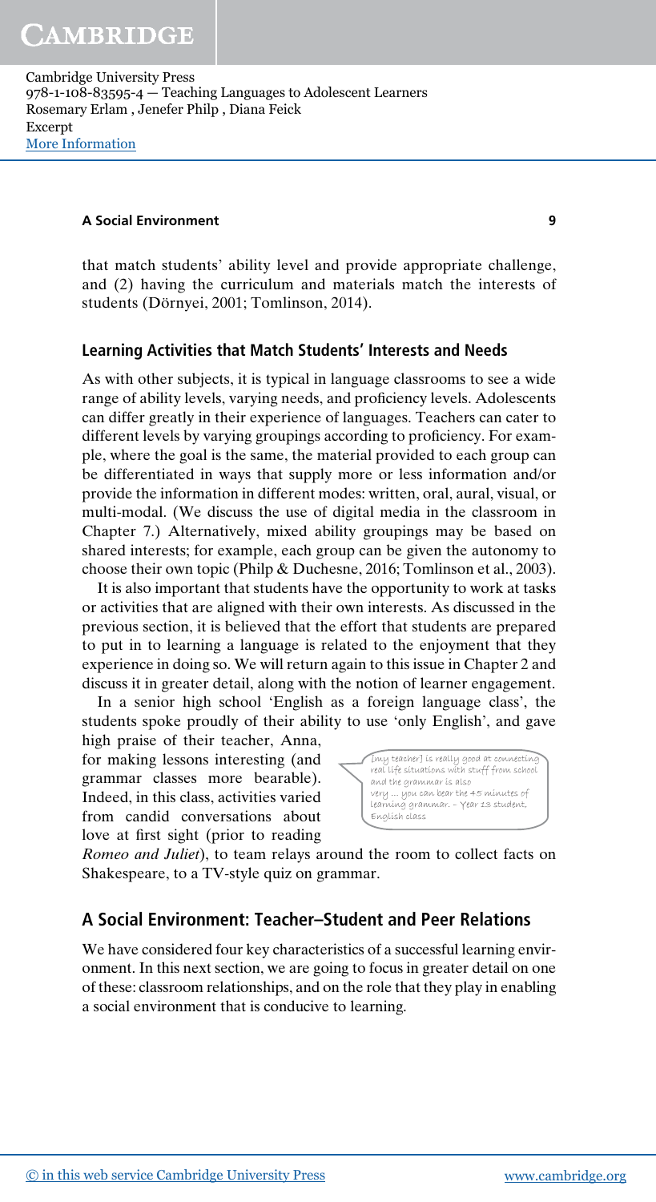that match students' ability level and provide appropriate challenge, and (2) having the curriculum and materials match the interests of students (Dörnyei, 2001; Tomlinson, 2014).

## Learning Activities that Match Students' Interests and Needs

As with other subjects, it is typical in language classrooms to see a wide range of ability levels, varying needs, and proficiency levels. Adolescents can differ greatly in their experience of languages. Teachers can cater to different levels by varying groupings according to proficiency. For example, where the goal is the same, the material provided to each group can be differentiated in ways that supply more or less information and/or provide the information in different modes: written, oral, aural, visual, or multi-modal. (We discuss the use of digital media in the classroom in Chapter 7.) Alternatively, mixed ability groupings may be based on shared interests; for example, each group can be given the autonomy to choose their own topic (Philp & Duchesne, 2016; Tomlinson et al., 2003).

It is also important that students have the opportunity to work at tasks or activities that are aligned with their own interests. As discussed in the previous section, it is believed that the effort that students are prepared to put in to learning a language is related to the enjoyment that they experience in doing so. We will return again to this issue in Chapter 2 and discuss it in greater detail, along with the notion of learner engagement.

In a senior high school 'English as a foreign language class', the students spoke proudly of their ability to use 'only English', and gave high praise of their teacher, Anna, for making lessons interesting (and grammar classes more bearable). Indeed, in this class, activities varied from candid conversations about love at first sight (prior to reading *Romeo and Juliet*), to team relays around the room to collect facts on Shakespeare, to a TV-style quiz on grammar.

> [my teacher] is really good at connecting real life situations with stuff from school and the grammar is also very ... you can bear the 45 minutes of learning grammar. – Year 13 student, English class

## A Social Environment: Teacher–Student and Peer Relations

We have considered four key characteristics of a successful learning environment. In this next section, we are going to focus in greater detail on one of these: classroom relationships, and on the role that they play in enabling a social environment that is conducive to learning.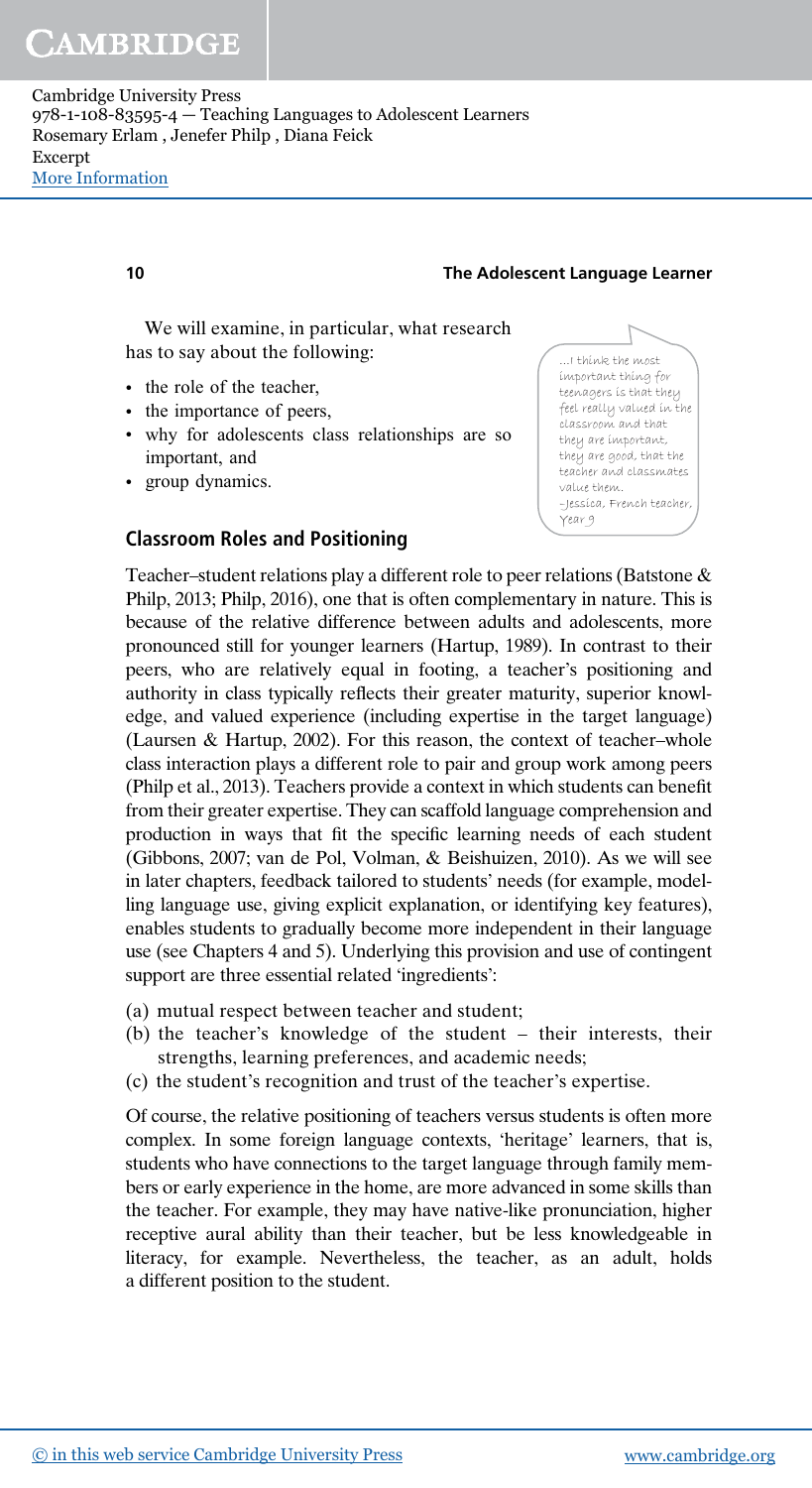We will examine, in particular, what research has to say about the following:

- the role of the teacher,
- the importance of peers,
- why for adolescents class relationships are so important, and
- group dynamics.

> …I think the most important thing for teenagers is that they feel really valued in the classroom and that they are important, they are good, that the teacher and classmates value them.
> –Jessica, French teacher, Year 9

## Classroom Roles and Positioning

Teacher–student relations play a different role to peer relations (Batstone & Philp, 2013; Philp, 2016), one that is often complementary in nature. This is because of the relative difference between adults and adolescents, more pronounced still for younger learners (Hartup, 1989). In contrast to their peers, who are relatively equal in footing, a teacher's positioning and authority in class typically reflects their greater maturity, superior knowledge, and valued experience (including expertise in the target language) (Laursen & Hartup, 2002). For this reason, the context of teacher–whole class interaction plays a different role to pair and group work among peers (Philp et al., 2013). Teachers provide a context in which students can benefit from their greater expertise. They can scaffold language comprehension and production in ways that fit the specific learning needs of each student (Gibbons, 2007; van de Pol, Volman, & Beishuizen, 2010). As we will see in later chapters, feedback tailored to students' needs (for example, modelling language use, giving explicit explanation, or identifying key features), enables students to gradually become more independent in their language use (see Chapters 4 and 5). Underlying this provision and use of contingent support are three essential related 'ingredients':

(a) mutual respect between teacher and student;
(b) the teacher's knowledge of the student – their interests, their strengths, learning preferences, and academic needs;
(c) the student's recognition and trust of the teacher's expertise.

Of course, the relative positioning of teachers versus students is often more complex. In some foreign language contexts, 'heritage' learners, that is, students who have connections to the target language through family members or early experience in the home, are more advanced in some skills than the teacher. For example, they may have native-like pronunciation, higher receptive aural ability than their teacher, but be less knowledgeable in literacy, for example. Nevertheless, the teacher, as an adult, holds a different position to the student.